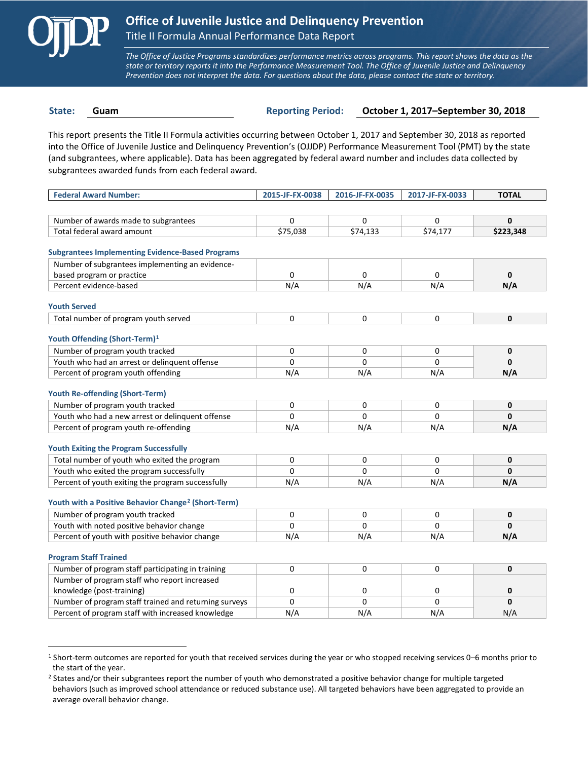# Office of Juvenile Justice and Delinquency Prevention

## Title II Formula Annual Performance Data Report

*The Office of Justice Programs standardizes performance metrics across programs. This report shows the data as the state or territory reports it into the Performance Measurement Tool. The Office of Juvenile Justice and Delinquency Prevention does not interpret the data. For questions about the data, please contact the state or territory.*

**State:** Guam

**Reporting Period:** October 1, 2017–September 30, 2018

This report presents the Title II Formula activities occurring between October 1, 2017 and September 30, 2018 as reported into the Office of Juvenile Justice and Delinquency Prevention's (OJJDP) Performance Measurement Tool (PMT) by the state (and subgrantees, where applicable). Data has been aggregated by federal award number and includes data collected by subgrantees awarded funds from each federal award.

| Federal Award Number: | 2015-JF-FX-0038 | 2016-JF-FX-0035 | 2017-JF-FX-0033 | TOTAL |
|---|---|---|---|---|
| Number of awards made to subgrantees | 0 | 0 | 0 | **0** |
| Total federal award amount | $75,038 | $74,133 | $74,177 | **$223,348** |

### Subgrantees Implementing Evidence-Based Programs

| | | | | |
|---|---|---|---|---|
| Number of subgrantees implementing an evidence-based program or practice | 0 | 0 | 0 | **0** |
| Percent evidence-based | N/A | N/A | N/A | **N/A** |

### Youth Served

| | | | | |
|---|---|---|---|---|
| Total number of program youth served | 0 | 0 | 0 | **0** |

### Youth Offending (Short-Term)[1]

| | | | | |
|---|---|---|---|---|
| Number of program youth tracked | 0 | 0 | 0 | **0** |
| Youth who had an arrest or delinquent offense | 0 | 0 | 0 | **0** |
| Percent of program youth offending | N/A | N/A | N/A | **N/A** |

### Youth Re-offending (Short-Term)

| | | | | |
|---|---|---|---|---|
| Number of program youth tracked | 0 | 0 | 0 | **0** |
| Youth who had a new arrest or delinquent offense | 0 | 0 | 0 | **0** |
| Percent of program youth re-offending | N/A | N/A | N/A | **N/A** |

### Youth Exiting the Program Successfully

| | | | | |
|---|---|---|---|---|
| Total number of youth who exited the program | 0 | 0 | 0 | **0** |
| Youth who exited the program successfully | 0 | 0 | 0 | **0** |
| Percent of youth exiting the program successfully | N/A | N/A | N/A | **N/A** |

### Youth with a Positive Behavior Change[2] (Short-Term)

| | | | | |
|---|---|---|---|---|
| Number of program youth tracked | 0 | 0 | 0 | **0** |
| Youth with noted positive behavior change | 0 | 0 | 0 | **0** |
| Percent of youth with positive behavior change | N/A | N/A | N/A | **N/A** |

### Program Staff Trained

| | | | | |
|---|---|---|---|---|
| Number of program staff participating in training | 0 | 0 | 0 | **0** |
| Number of program staff who report increased knowledge (post-training) | 0 | 0 | 0 | **0** |
| Number of program staff trained and returning surveys | 0 | 0 | 0 | **0** |
| Percent of program staff with increased knowledge | N/A | N/A | N/A | N/A |

---

[1] Short-term outcomes are reported for youth that received services during the year or who stopped receiving services 0–6 months prior to the start of the year.

[2] States and/or their subgrantees report the number of youth who demonstrated a positive behavior change for multiple targeted behaviors (such as improved school attendance or reduced substance use). All targeted behaviors have been aggregated to provide an average overall behavior change.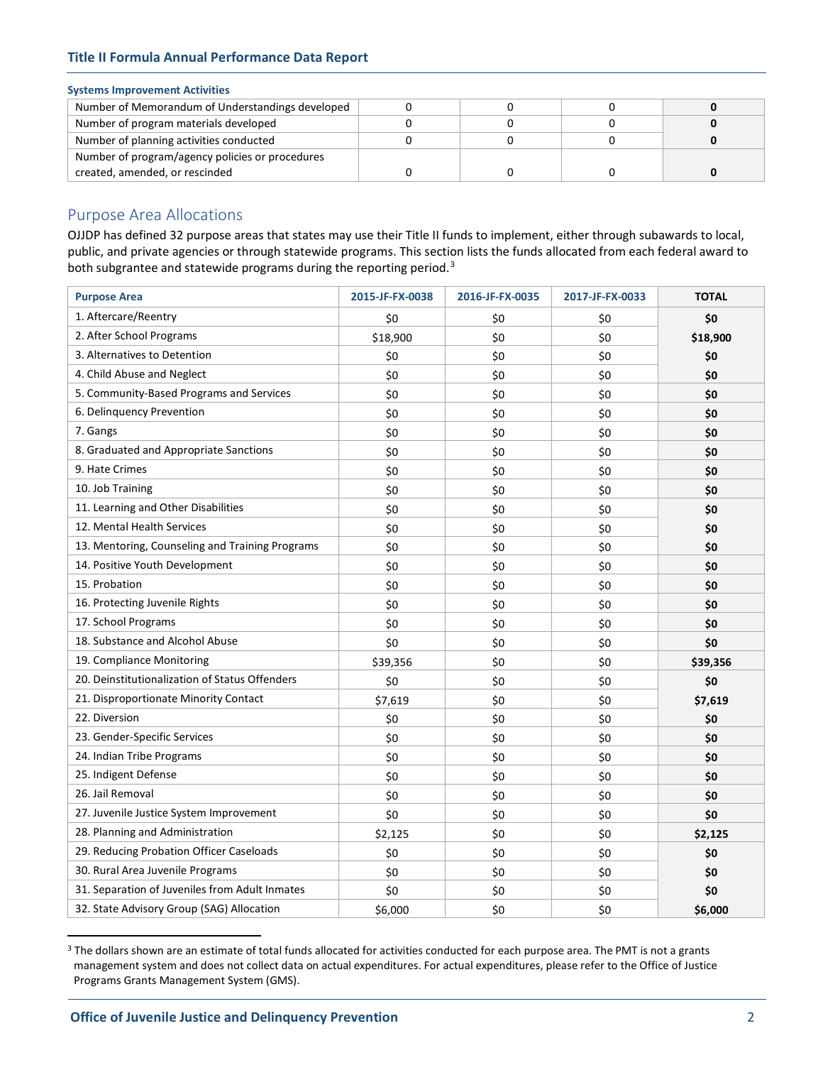**Systems Improvement Activities**

| | | | | |
|---|---|---|---|---|
| Number of Memorandum of Understandings developed | 0 | 0 | 0 | **0** |
| Number of program materials developed | 0 | 0 | 0 | **0** |
| Number of planning activities conducted | 0 | 0 | 0 | **0** |
| Number of program/agency policies or procedures created, amended, or rescinded | 0 | 0 | 0 | **0** |

## Purpose Area Allocations

OJJDP has defined 32 purpose areas that states may use their Title II funds to implement, either through subawards to local, public, and private agencies or through statewide programs. This section lists the funds allocated from each federal award to both subgrantee and statewide programs during the reporting period.[3]

| Purpose Area | 2015-JF-FX-0038 | 2016-JF-FX-0035 | 2017-JF-FX-0033 | TOTAL |
|---|---|---|---|---|
| 1. Aftercare/Reentry | $0 | $0 | $0 | **$0** |
| 2. After School Programs | $18,900 | $0 | $0 | **$18,900** |
| 3. Alternatives to Detention | $0 | $0 | $0 | **$0** |
| 4. Child Abuse and Neglect | $0 | $0 | $0 | **$0** |
| 5. Community-Based Programs and Services | $0 | $0 | $0 | **$0** |
| 6. Delinquency Prevention | $0 | $0 | $0 | **$0** |
| 7. Gangs | $0 | $0 | $0 | **$0** |
| 8. Graduated and Appropriate Sanctions | $0 | $0 | $0 | **$0** |
| 9. Hate Crimes | $0 | $0 | $0 | **$0** |
| 10. Job Training | $0 | $0 | $0 | **$0** |
| 11. Learning and Other Disabilities | $0 | $0 | $0 | **$0** |
| 12. Mental Health Services | $0 | $0 | $0 | **$0** |
| 13. Mentoring, Counseling and Training Programs | $0 | $0 | $0 | **$0** |
| 14. Positive Youth Development | $0 | $0 | $0 | **$0** |
| 15. Probation | $0 | $0 | $0 | **$0** |
| 16. Protecting Juvenile Rights | $0 | $0 | $0 | **$0** |
| 17. School Programs | $0 | $0 | $0 | **$0** |
| 18. Substance and Alcohol Abuse | $0 | $0 | $0 | **$0** |
| 19. Compliance Monitoring | $39,356 | $0 | $0 | **$39,356** |
| 20. Deinstitutionalization of Status Offenders | $0 | $0 | $0 | **$0** |
| 21. Disproportionate Minority Contact | $7,619 | $0 | $0 | **$7,619** |
| 22. Diversion | $0 | $0 | $0 | **$0** |
| 23. Gender-Specific Services | $0 | $0 | $0 | **$0** |
| 24. Indian Tribe Programs | $0 | $0 | $0 | **$0** |
| 25. Indigent Defense | $0 | $0 | $0 | **$0** |
| 26. Jail Removal | $0 | $0 | $0 | **$0** |
| 27. Juvenile Justice System Improvement | $0 | $0 | $0 | **$0** |
| 28. Planning and Administration | $2,125 | $0 | $0 | **$2,125** |
| 29. Reducing Probation Officer Caseloads | $0 | $0 | $0 | **$0** |
| 30. Rural Area Juvenile Programs | $0 | $0 | $0 | **$0** |
| 31. Separation of Juveniles from Adult Inmates | $0 | $0 | $0 | **$0** |
| 32. State Advisory Group (SAG) Allocation | $6,000 | $0 | $0 | **$6,000** |

[3] The dollars shown are an estimate of total funds allocated for activities conducted for each purpose area. The PMT is not a grants management system and does not collect data on actual expenditures. For actual expenditures, please refer to the Office of Justice Programs Grants Management System (GMS).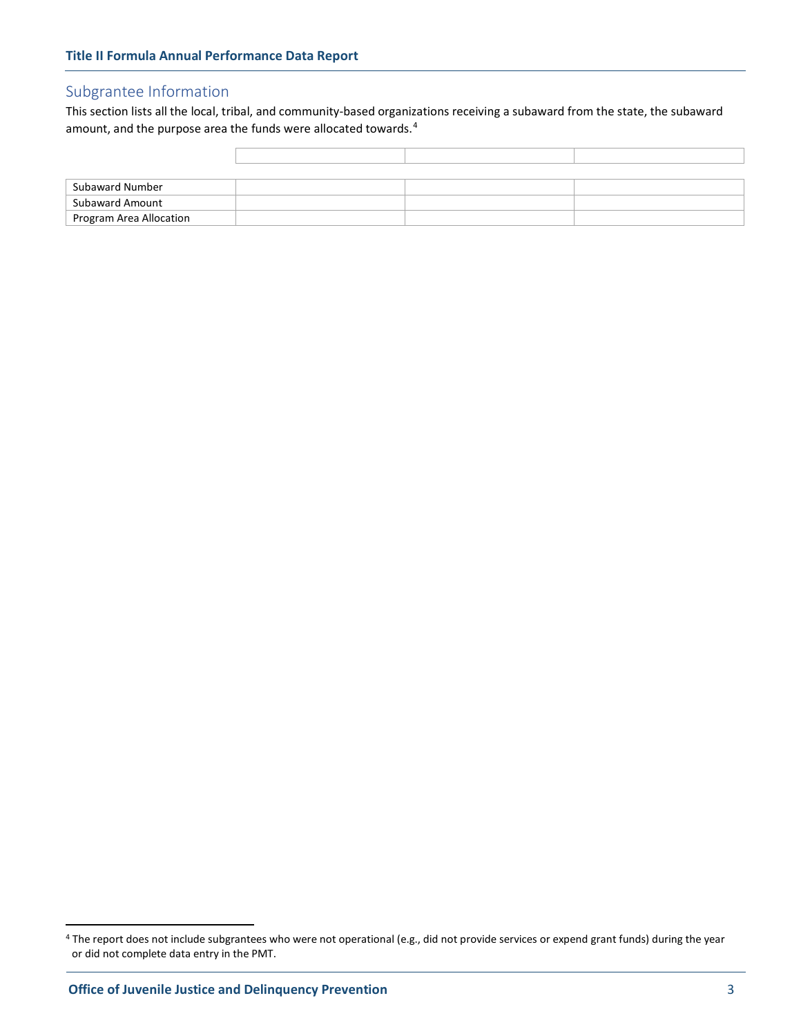## Subgrantee Information

This section lists all the local, tribal, and community-based organizations receiving a subaward from the state, the subaward amount, and the purpose area the funds were allocated towards.[4]

| | | | |
|---|---|---|---|
| Subaward Number | | | |
| Subaward Amount | | | |
| Program Area Allocation | | | |

[4] The report does not include subgrantees who were not operational (e.g., did not provide services or expend grant funds) during the year or did not complete data entry in the PMT.